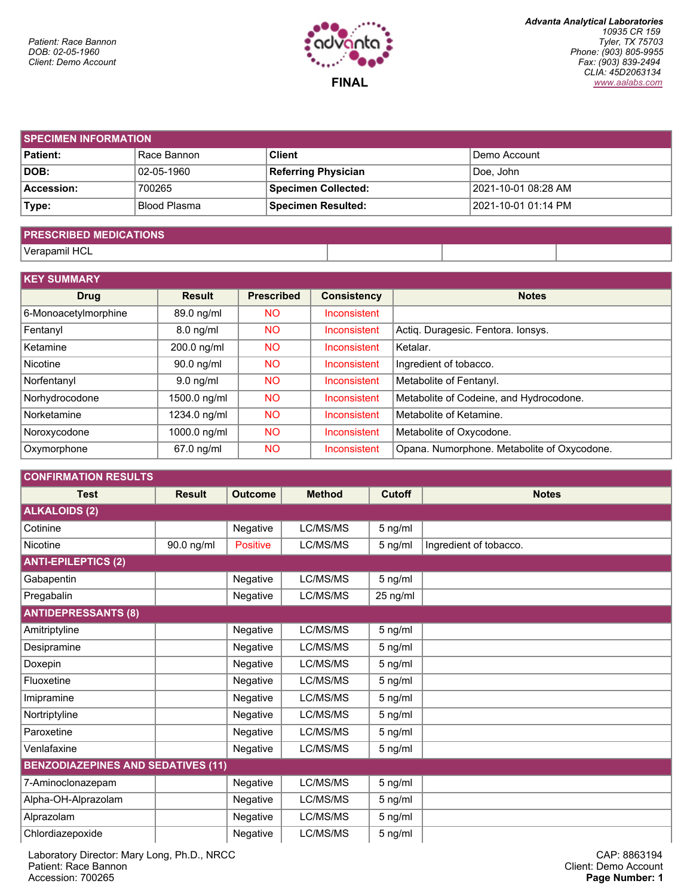Patient: Race Bannon
DOB: 02-05-1960
Client: Demo Account

**FINAL**

***Advanta Analytical Laboratories***
*10935 CR 159*
*Tyler, TX 75703*
*Phone: (903) 805-9955*
*Fax: (903) 839-2494*
*CLIA: 45D2063134*
*www.aalabs.com*

## SPECIMEN INFORMATION

| | | | |
|---|---|---|---|
| **Patient:** | Race Bannon | **Client** | Demo Account |
| **DOB:** | 02-05-1960 | **Referring Physician** | Doe, John |
| **Accession:** | 700265 | **Specimen Collected:** | 2021-10-01 08:28 AM |
| **Type:** | Blood Plasma | **Specimen Resulted:** | 2021-10-01 01:14 PM |

## PRESCRIBED MEDICATIONS

Verapamil HCL

## KEY SUMMARY

| Drug | Result | Prescribed | Consistency | Notes |
|---|---|---|---|---|
| 6-Monoacetylmorphine | 89.0 ng/ml | NO | Inconsistent | |
| Fentanyl | 8.0 ng/ml | NO | Inconsistent | Actiq. Duragesic. Fentora. Ionsys. |
| Ketamine | 200.0 ng/ml | NO | Inconsistent | Ketalar. |
| Nicotine | 90.0 ng/ml | NO | Inconsistent | Ingredient of tobacco. |
| Norfentanyl | 9.0 ng/ml | NO | Inconsistent | Metabolite of Fentanyl. |
| Norhydrocodone | 1500.0 ng/ml | NO | Inconsistent | Metabolite of Codeine, and Hydrocodone. |
| Norketamine | 1234.0 ng/ml | NO | Inconsistent | Metabolite of Ketamine. |
| Noroxycodone | 1000.0 ng/ml | NO | Inconsistent | Metabolite of Oxycodone. |
| Oxymorphone | 67.0 ng/ml | NO | Inconsistent | Opana. Numorphone. Metabolite of Oxycodone. |

## CONFIRMATION RESULTS

| Test | Result | Outcome | Method | Cutoff | Notes |
|---|---|---|---|---|---|
| **ALKALOIDS (2)** | | | | | |
| Cotinine | | Negative | LC/MS/MS | 5 ng/ml | |
| Nicotine | 90.0 ng/ml | Positive | LC/MS/MS | 5 ng/ml | Ingredient of tobacco. |
| **ANTI-EPILEPTICS (2)** | | | | | |
| Gabapentin | | Negative | LC/MS/MS | 5 ng/ml | |
| Pregabalin | | Negative | LC/MS/MS | 25 ng/ml | |
| **ANTIDEPRESSANTS (8)** | | | | | |
| Amitriptyline | | Negative | LC/MS/MS | 5 ng/ml | |
| Desipramine | | Negative | LC/MS/MS | 5 ng/ml | |
| Doxepin | | Negative | LC/MS/MS | 5 ng/ml | |
| Fluoxetine | | Negative | LC/MS/MS | 5 ng/ml | |
| Imipramine | | Negative | LC/MS/MS | 5 ng/ml | |
| Nortriptyline | | Negative | LC/MS/MS | 5 ng/ml | |
| Paroxetine | | Negative | LC/MS/MS | 5 ng/ml | |
| Venlafaxine | | Negative | LC/MS/MS | 5 ng/ml | |
| **BENZODIAZEPINES AND SEDATIVES (11)** | | | | | |
| 7-Aminoclonazepam | | Negative | LC/MS/MS | 5 ng/ml | |
| Alpha-OH-Alprazolam | | Negative | LC/MS/MS | 5 ng/ml | |
| Alprazolam | | Negative | LC/MS/MS | 5 ng/ml | |
| Chlordiazepoxide | | Negative | LC/MS/MS | 5 ng/ml | |

Laboratory Director: Mary Long, Ph.D., NRCC
Patient: Race Bannon
Accession: 700265

CAP: 8863194
Client: Demo Account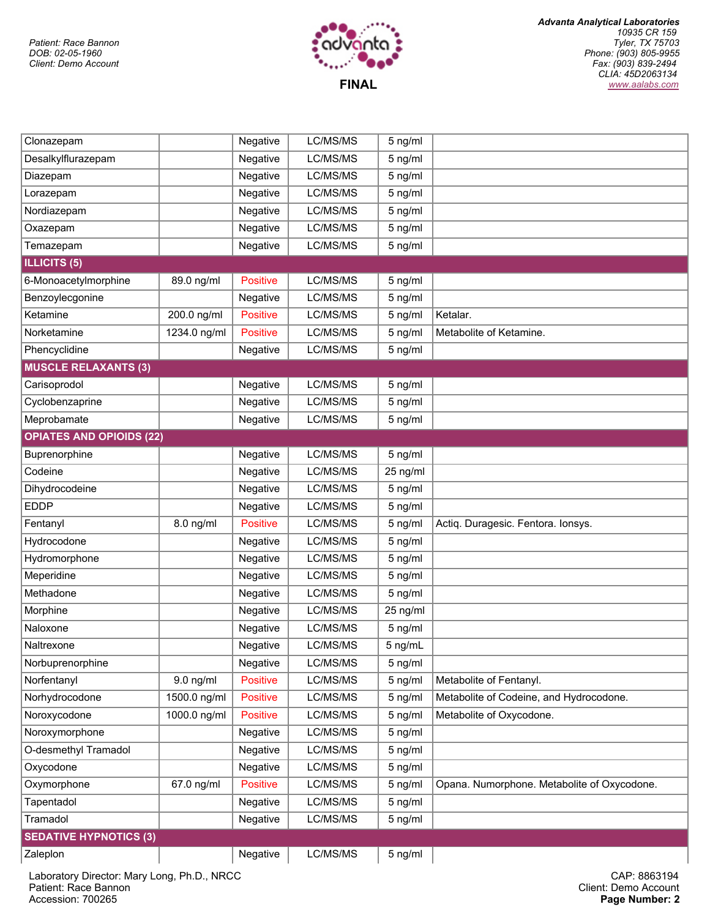Patient: Race Bannon
DOB: 02-05-1960
Client: Demo Account

**FINAL**

***Advanta Analytical Laboratories***
*10935 CR 159*
*Tyler, TX 75703*
*Phone: (903) 805-9955*
*Fax: (903) 839-2494*
*CLIA: 45D2063134*
*www.aalabs.com*

| | | | | | |
|---|---|---|---|---|---|
| Clonazepam | | Negative | LC/MS/MS | 5 ng/ml | |
| Desalkylflurazepam | | Negative | LC/MS/MS | 5 ng/ml | |
| Diazepam | | Negative | LC/MS/MS | 5 ng/ml | |
| Lorazepam | | Negative | LC/MS/MS | 5 ng/ml | |
| Nordiazepam | | Negative | LC/MS/MS | 5 ng/ml | |
| Oxazepam | | Negative | LC/MS/MS | 5 ng/ml | |
| Temazepam | | Negative | LC/MS/MS | 5 ng/ml | |
| **ILLICITS (5)** | | | | | |
| 6-Monoacetylmorphine | 89.0 ng/ml | Positive | LC/MS/MS | 5 ng/ml | |
| Benzoylecgonine | | Negative | LC/MS/MS | 5 ng/ml | |
| Ketamine | 200.0 ng/ml | Positive | LC/MS/MS | 5 ng/ml | Ketalar. |
| Norketamine | 1234.0 ng/ml | Positive | LC/MS/MS | 5 ng/ml | Metabolite of Ketamine. |
| Phencyclidine | | Negative | LC/MS/MS | 5 ng/ml | |
| **MUSCLE RELAXANTS (3)** | | | | | |
| Carisoprodol | | Negative | LC/MS/MS | 5 ng/ml | |
| Cyclobenzaprine | | Negative | LC/MS/MS | 5 ng/ml | |
| Meprobamate | | Negative | LC/MS/MS | 5 ng/ml | |
| **OPIATES AND OPIOIDS (22)** | | | | | |
| Buprenorphine | | Negative | LC/MS/MS | 5 ng/ml | |
| Codeine | | Negative | LC/MS/MS | 25 ng/ml | |
| Dihydrocodeine | | Negative | LC/MS/MS | 5 ng/ml | |
| EDDP | | Negative | LC/MS/MS | 5 ng/ml | |
| Fentanyl | 8.0 ng/ml | Positive | LC/MS/MS | 5 ng/ml | Actiq. Duragesic. Fentora. Ionsys. |
| Hydrocodone | | Negative | LC/MS/MS | 5 ng/ml | |
| Hydromorphone | | Negative | LC/MS/MS | 5 ng/ml | |
| Meperidine | | Negative | LC/MS/MS | 5 ng/ml | |
| Methadone | | Negative | LC/MS/MS | 5 ng/ml | |
| Morphine | | Negative | LC/MS/MS | 25 ng/ml | |
| Naloxone | | Negative | LC/MS/MS | 5 ng/ml | |
| Naltrexone | | Negative | LC/MS/MS | 5 ng/mL | |
| Norbuprenorphine | | Negative | LC/MS/MS | 5 ng/ml | |
| Norfentanyl | 9.0 ng/ml | Positive | LC/MS/MS | 5 ng/ml | Metabolite of Fentanyl. |
| Norhydrocodone | 1500.0 ng/ml | Positive | LC/MS/MS | 5 ng/ml | Metabolite of Codeine, and Hydrocodone. |
| Noroxycodone | 1000.0 ng/ml | Positive | LC/MS/MS | 5 ng/ml | Metabolite of Oxycodone. |
| Noroxymorphone | | Negative | LC/MS/MS | 5 ng/ml | |
| O-desmethyl Tramadol | | Negative | LC/MS/MS | 5 ng/ml | |
| Oxycodone | | Negative | LC/MS/MS | 5 ng/ml | |
| Oxymorphone | 67.0 ng/ml | Positive | LC/MS/MS | 5 ng/ml | Opana. Numorphone. Metabolite of Oxycodone. |
| Tapentadol | | Negative | LC/MS/MS | 5 ng/ml | |
| Tramadol | | Negative | LC/MS/MS | 5 ng/ml | |
| **SEDATIVE HYPNOTICS (3)** | | | | | |
| Zaleplon | | Negative | LC/MS/MS | 5 ng/ml | |

Laboratory Director: Mary Long, Ph.D., NRCC
Patient: Race Bannon
Accession: 700265

CAP: 8863194
Client: Demo Account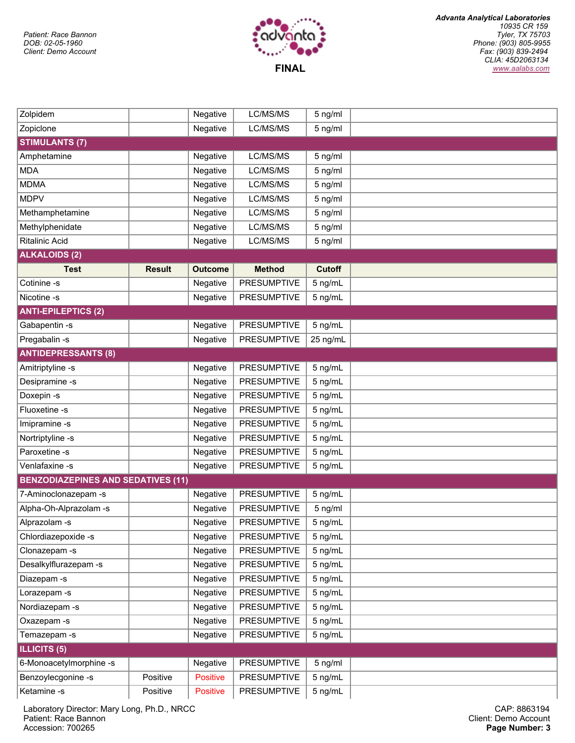Patient: Race Bannon
DOB: 02-05-1960
Client: Demo Account

**Advanta Analytical Laboratories**
10935 CR 159
Tyler, TX 75703
Phone: (903) 805-9955
Fax: (903) 839-2494
CLIA: 45D2063134
www.aalabs.com

**FINAL**

| Test | Result | Outcome | Method | Cutoff | |
|---|---|---|---|---|---|
| Zolpidem | | Negative | LC/MS/MS | 5 ng/ml | |
| Zopiclone | | Negative | LC/MS/MS | 5 ng/ml | |
| **STIMULANTS (7)** | | | | | |
| Amphetamine | | Negative | LC/MS/MS | 5 ng/ml | |
| MDA | | Negative | LC/MS/MS | 5 ng/ml | |
| MDMA | | Negative | LC/MS/MS | 5 ng/ml | |
| MDPV | | Negative | LC/MS/MS | 5 ng/ml | |
| Methamphetamine | | Negative | LC/MS/MS | 5 ng/ml | |
| Methylphenidate | | Negative | LC/MS/MS | 5 ng/ml | |
| Ritalinic Acid | | Negative | LC/MS/MS | 5 ng/ml | |
| **ALKALOIDS (2)** | | | | | |
| **Test** | **Result** | **Outcome** | **Method** | **Cutoff** | |
| Cotinine -s | | Negative | PRESUMPTIVE | 5 ng/mL | |
| Nicotine -s | | Negative | PRESUMPTIVE | 5 ng/mL | |
| **ANTI-EPILEPTICS (2)** | | | | | |
| Gabapentin -s | | Negative | PRESUMPTIVE | 5 ng/mL | |
| Pregabalin -s | | Negative | PRESUMPTIVE | 25 ng/mL | |
| **ANTIDEPRESSANTS (8)** | | | | | |
| Amitriptyline -s | | Negative | PRESUMPTIVE | 5 ng/mL | |
| Desipramine -s | | Negative | PRESUMPTIVE | 5 ng/mL | |
| Doxepin -s | | Negative | PRESUMPTIVE | 5 ng/mL | |
| Fluoxetine -s | | Negative | PRESUMPTIVE | 5 ng/mL | |
| Imipramine -s | | Negative | PRESUMPTIVE | 5 ng/mL | |
| Nortriptyline -s | | Negative | PRESUMPTIVE | 5 ng/mL | |
| Paroxetine -s | | Negative | PRESUMPTIVE | 5 ng/mL | |
| Venlafaxine -s | | Negative | PRESUMPTIVE | 5 ng/mL | |
| **BENZODIAZEPINES AND SEDATIVES (11)** | | | | | |
| 7-Aminoclonazepam -s | | Negative | PRESUMPTIVE | 5 ng/mL | |
| Alpha-Oh-Alprazolam -s | | Negative | PRESUMPTIVE | 5 ng/ml | |
| Alprazolam -s | | Negative | PRESUMPTIVE | 5 ng/mL | |
| Chlordiazepoxide -s | | Negative | PRESUMPTIVE | 5 ng/mL | |
| Clonazepam -s | | Negative | PRESUMPTIVE | 5 ng/mL | |
| Desalkylflurazepam -s | | Negative | PRESUMPTIVE | 5 ng/mL | |
| Diazepam -s | | Negative | PRESUMPTIVE | 5 ng/mL | |
| Lorazepam -s | | Negative | PRESUMPTIVE | 5 ng/mL | |
| Nordiazepam -s | | Negative | PRESUMPTIVE | 5 ng/mL | |
| Oxazepam -s | | Negative | PRESUMPTIVE | 5 ng/mL | |
| Temazepam -s | | Negative | PRESUMPTIVE | 5 ng/mL | |
| **ILLICITS (5)** | | | | | |
| 6-Monoacetylmorphine -s | | Negative | PRESUMPTIVE | 5 ng/ml | |
| Benzoylecgonine -s | Positive | Positive | PRESUMPTIVE | 5 ng/mL | |
| Ketamine -s | Positive | Positive | PRESUMPTIVE | 5 ng/mL | |

Laboratory Director: Mary Long, Ph.D., NRCC
Patient: Race Bannon
Accession: 700265

CAP: 8863194
Client: Demo Account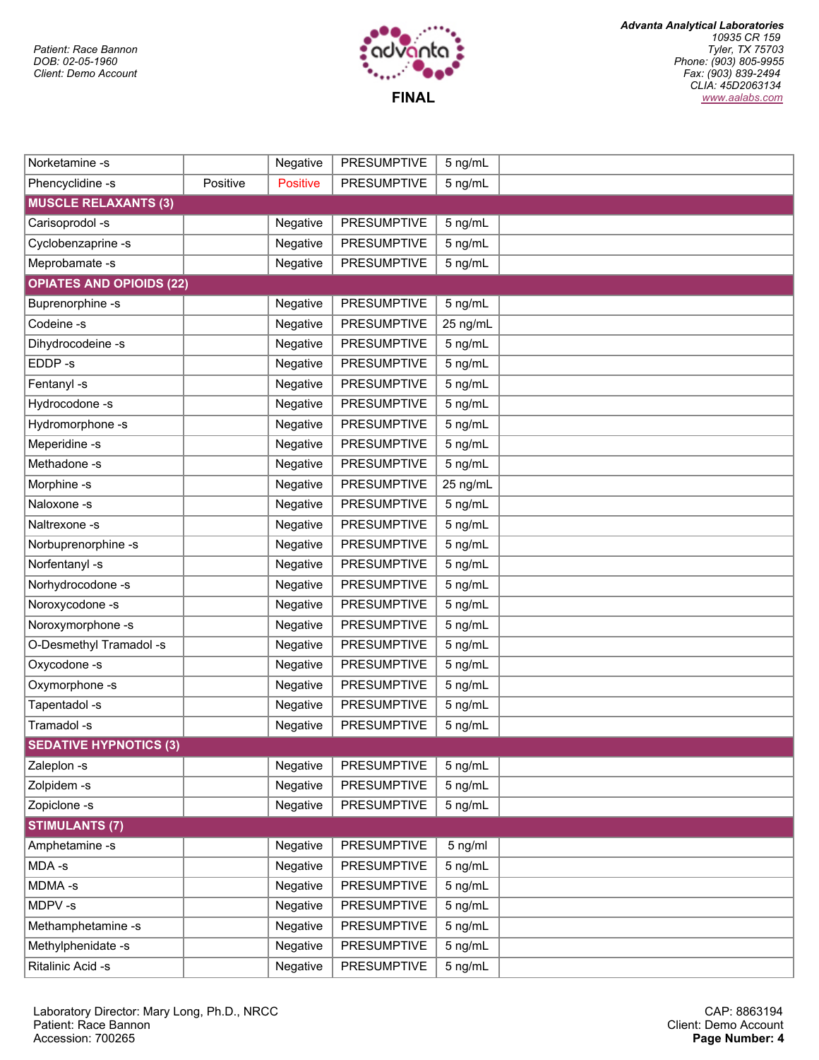Patient: Race Bannon
DOB: 02-05-1960
Client: Demo Account

**FINAL**

*Advanta Analytical Laboratories*
*10935 CR 159*
*Tyler, TX 75703*
*Phone: (903) 805-9955*
*Fax: (903) 839-2494*
*CLIA: 45D2063134*
*www.aalabs.com*

| | | | | | |
|---|---|---|---|---|---|
| Norketamine -s | | Negative | PRESUMPTIVE | 5 ng/mL | |
| Phencyclidine -s | Positive | Positive | PRESUMPTIVE | 5 ng/mL | |
| **MUSCLE RELAXANTS (3)** | | | | | |
| Carisoprodol -s | | Negative | PRESUMPTIVE | 5 ng/mL | |
| Cyclobenzaprine -s | | Negative | PRESUMPTIVE | 5 ng/mL | |
| Meprobamate -s | | Negative | PRESUMPTIVE | 5 ng/mL | |
| **OPIATES AND OPIOIDS (22)** | | | | | |
| Buprenorphine -s | | Negative | PRESUMPTIVE | 5 ng/mL | |
| Codeine -s | | Negative | PRESUMPTIVE | 25 ng/mL | |
| Dihydrocodeine -s | | Negative | PRESUMPTIVE | 5 ng/mL | |
| EDDP -s | | Negative | PRESUMPTIVE | 5 ng/mL | |
| Fentanyl -s | | Negative | PRESUMPTIVE | 5 ng/mL | |
| Hydrocodone -s | | Negative | PRESUMPTIVE | 5 ng/mL | |
| Hydromorphone -s | | Negative | PRESUMPTIVE | 5 ng/mL | |
| Meperidine -s | | Negative | PRESUMPTIVE | 5 ng/mL | |
| Methadone -s | | Negative | PRESUMPTIVE | 5 ng/mL | |
| Morphine -s | | Negative | PRESUMPTIVE | 25 ng/mL | |
| Naloxone -s | | Negative | PRESUMPTIVE | 5 ng/mL | |
| Naltrexone -s | | Negative | PRESUMPTIVE | 5 ng/mL | |
| Norbuprenorphine -s | | Negative | PRESUMPTIVE | 5 ng/mL | |
| Norfentanyl -s | | Negative | PRESUMPTIVE | 5 ng/mL | |
| Norhydrocodone -s | | Negative | PRESUMPTIVE | 5 ng/mL | |
| Noroxycodone -s | | Negative | PRESUMPTIVE | 5 ng/mL | |
| Noroxymorphone -s | | Negative | PRESUMPTIVE | 5 ng/mL | |
| O-Desmethyl Tramadol -s | | Negative | PRESUMPTIVE | 5 ng/mL | |
| Oxycodone -s | | Negative | PRESUMPTIVE | 5 ng/mL | |
| Oxymorphone -s | | Negative | PRESUMPTIVE | 5 ng/mL | |
| Tapentadol -s | | Negative | PRESUMPTIVE | 5 ng/mL | |
| Tramadol -s | | Negative | PRESUMPTIVE | 5 ng/mL | |
| **SEDATIVE HYPNOTICS (3)** | | | | | |
| Zaleplon -s | | Negative | PRESUMPTIVE | 5 ng/mL | |
| Zolpidem -s | | Negative | PRESUMPTIVE | 5 ng/mL | |
| Zopiclone -s | | Negative | PRESUMPTIVE | 5 ng/mL | |
| **STIMULANTS (7)** | | | | | |
| Amphetamine -s | | Negative | PRESUMPTIVE | 5 ng/ml | |
| MDA -s | | Negative | PRESUMPTIVE | 5 ng/mL | |
| MDMA -s | | Negative | PRESUMPTIVE | 5 ng/mL | |
| MDPV -s | | Negative | PRESUMPTIVE | 5 ng/mL | |
| Methamphetamine -s | | Negative | PRESUMPTIVE | 5 ng/mL | |
| Methylphenidate -s | | Negative | PRESUMPTIVE | 5 ng/mL | |
| Ritalinic Acid -s | | Negative | PRESUMPTIVE | 5 ng/mL | |

Laboratory Director: Mary Long, Ph.D., NRCC
Patient: Race Bannon
Accession: 700265

CAP: 8863194
Client: Demo Account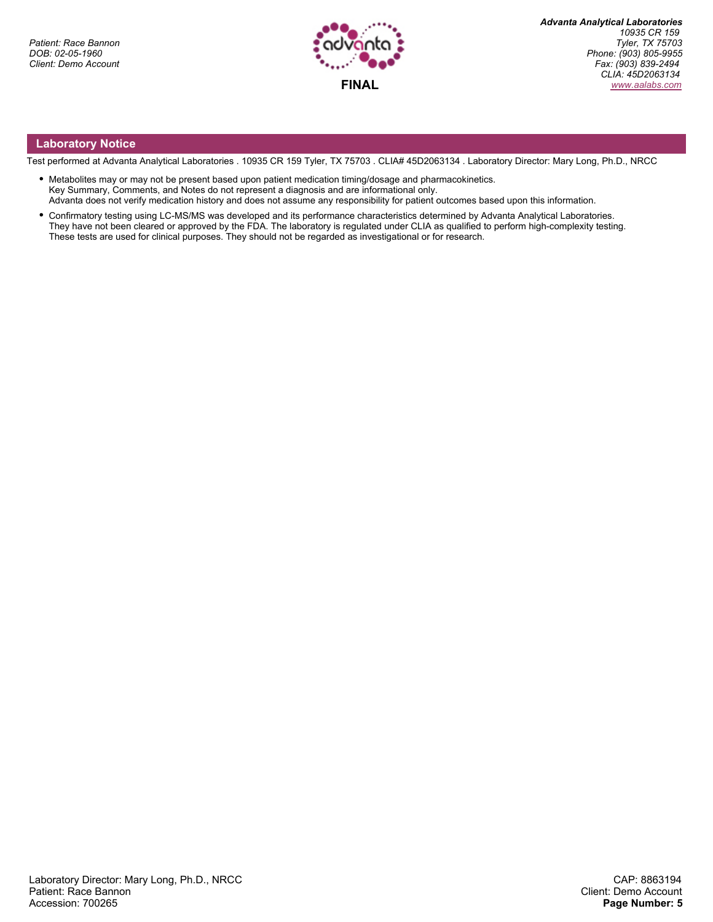## Laboratory Notice

Test performed at Advanta Analytical Laboratories . 10935 CR 159 Tyler, TX 75703 . CLIA# 45D2063134 . Laboratory Director: Mary Long, Ph.D., NRCC

- Metabolites may or may not be present based upon patient medication timing/dosage and pharmacokinetics.
  Key Summary, Comments, and Notes do not represent a diagnosis and are informational only.
  Advanta does not verify medication history and does not assume any responsibility for patient outcomes based upon this information.
- Confirmatory testing using LC-MS/MS was developed and its performance characteristics determined by Advanta Analytical Laboratories.
  They have not been cleared or approved by the FDA. The laboratory is regulated under CLIA as qualified to perform high-complexity testing.
  These tests are used for clinical purposes. They should not be regarded as investigational or for research.